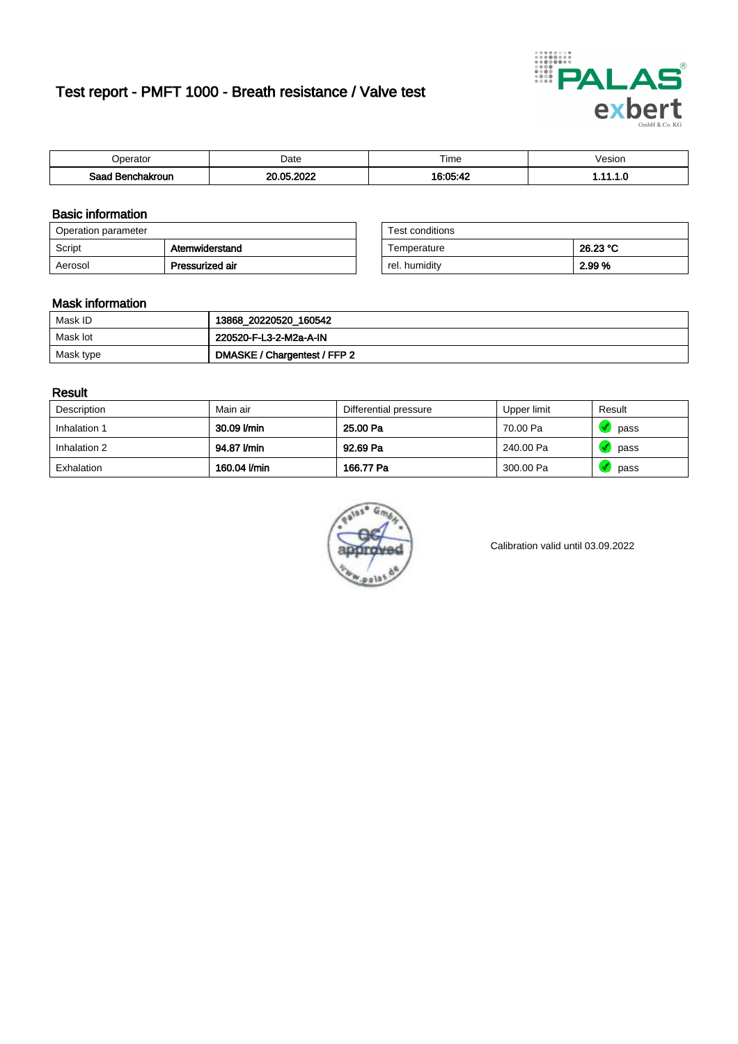# Test report - PMFT 1000 - Breath resistance / Valve test

| Operator | Date | Time | Vesion |
| --- | --- | --- | --- |
| **Saad Benchakroun** | **20.05.2022** | **16:05:42** | **1.11.1.0** |

## Basic information

| Operation parameter | |
| --- | --- |
| Script | **Atemwiderstand** |
| Aerosol | **Pressurized air** |

| Test conditions | |
| --- | --- |
| Temperature | **26.23 °C** |
| rel. humidity | **2.99 %** |

## Mask information

| | |
| --- | --- |
| Mask ID | **13868_20220520_160542** |
| Mask lot | **220520-F-L3-2-M2a-A-IN** |
| Mask type | **DMASKE / Chargentest / FFP 2** |

## Result

| Description | Main air | Differential pressure | Upper limit | Result |
| --- | --- | --- | --- | --- |
| Inhalation 1 | **30.09 l/min** | **25.00 Pa** | 70.00 Pa | pass |
| Inhalation 2 | **94.87 l/min** | **92.69 Pa** | 240.00 Pa | pass |
| Exhalation | **160.04 l/min** | **166.77 Pa** | 300.00 Pa | pass |

Calibration valid until 03.09.2022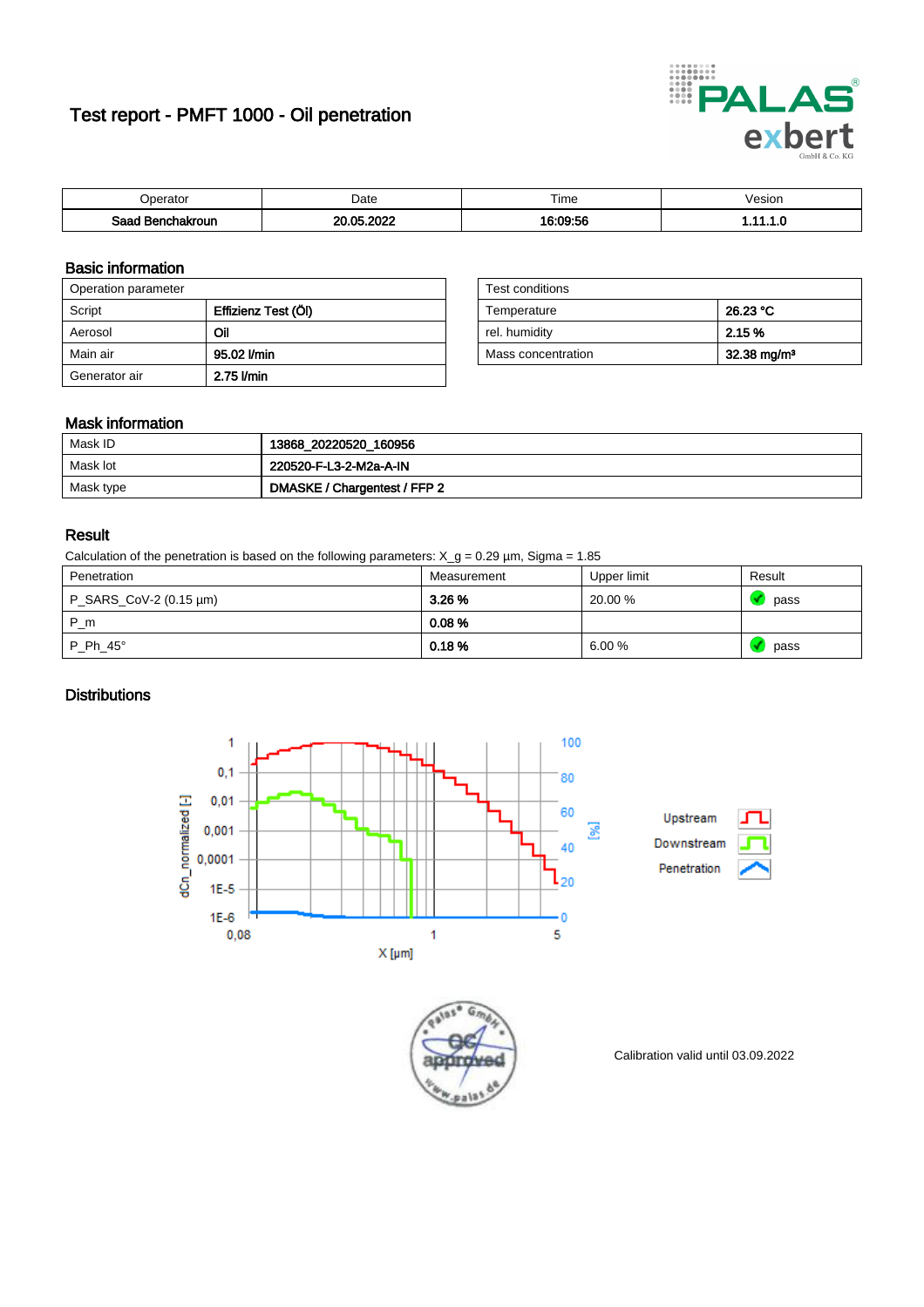# Test report - PMFT 1000 - Oil penetration

PALAS exbert GmbH & Co. KG

| Operator | Date | Time | Vesion |
|---|---|---|---|
| **Saad Benchakroun** | **20.05.2022** | **16:09:56** | **1.11.1.0** |

## Basic information

| Operation parameter | |
|---|---|
| Script | **Effizienz Test (Öl)** |
| Aerosol | **Oil** |
| Main air | **95.02 l/min** |
| Generator air | **2.75 l/min** |

| Test conditions | |
|---|---|
| Temperature | **26.23 °C** |
| rel. humidity | **2.15 %** |
| Mass concentration | **32.38 mg/m³** |

## Mask information

| | |
|---|---|
| Mask ID | **13868_20220520_160956** |
| Mask lot | **220520-F-L3-2-M2a-A-IN** |
| Mask type | **DMASKE / Chargentest / FFP 2** |

## Result

Calculation of the penetration is based on the following parameters: X_g = 0.29 µm, Sigma = 1.85

| Penetration | Measurement | Upper limit | Result |
|---|---|---|---|
| P_SARS_CoV-2 (0.15 µm) | **3.26 %** | 20.00 % | pass |
| P_m | **0.08 %** | | |
| P_Ph_45° | **0.18 %** | 6.00 % | pass |

## Distributions

dCn_normalized [-]
1
0,1
0,01
0,001
0,0001
1E-5
1E-6
0,08
1
5
X [µm]
[%]
100
80
60
40
20
0
Upstream
Downstream
Penetration

Calibration valid until 03.09.2022